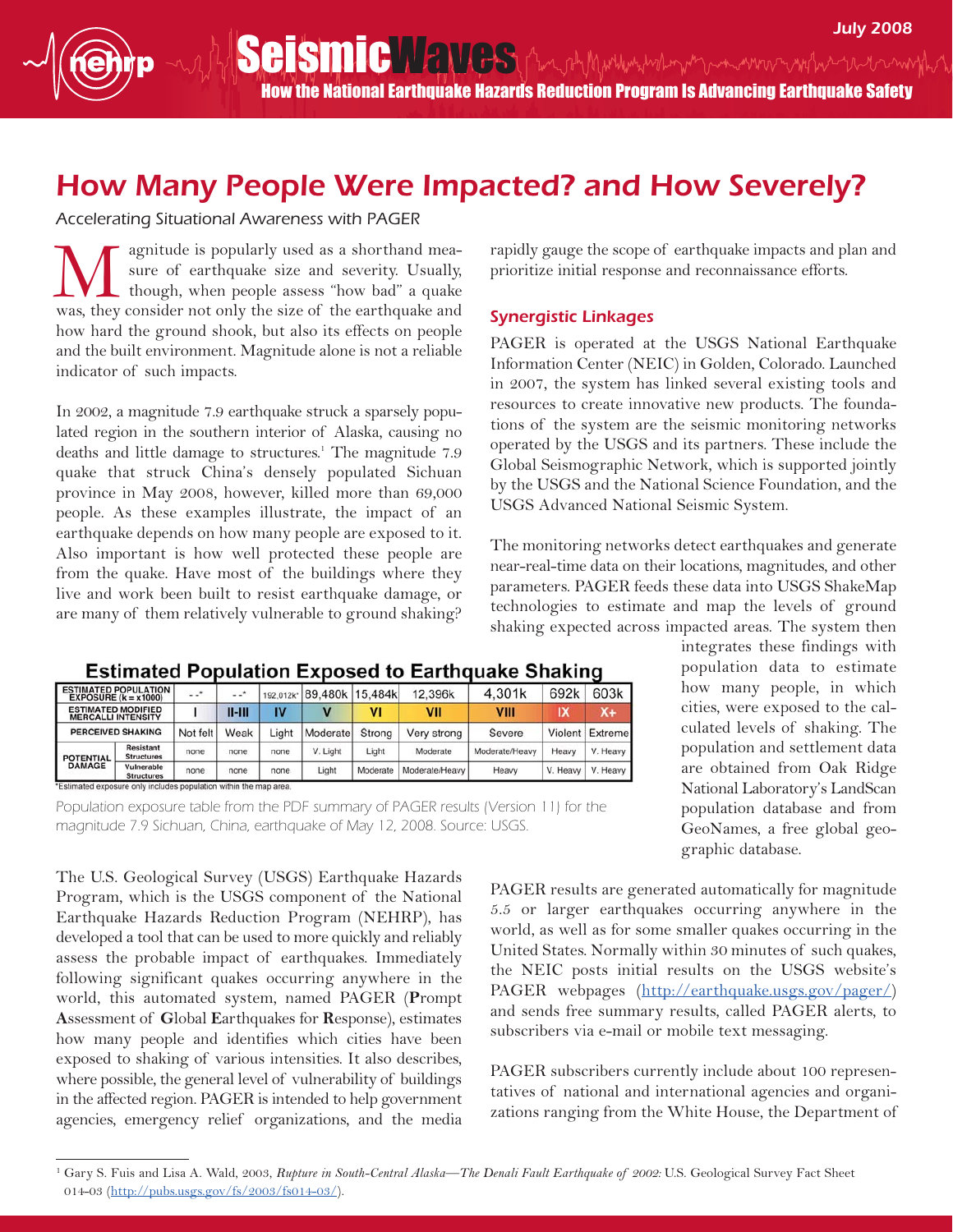# How Many People Were Impacted? and How Severely?

*Accelerating Situational Awareness with PAGER*

Magnitude is popularly used as a shorthand measure of earthquake size and severity. Usually, though, when people assess "how bad" a quake was, they consider not only the size of the earthquake and how hard the ground shook, but also its effects on people and the built environment. Magnitude alone is not a reliable indicator of such impacts.

In 2002, a magnitude 7.9 earthquake struck a sparsely populated region in the southern interior of Alaska, causing no deaths and little damage to structures.[1] The magnitude 7.9 quake that struck China's densely populated Sichuan province in May 2008, however, killed more than 69,000 people. As these examples illustrate, the impact of an earthquake depends on how many people are exposed to it. Also important is how well protected these people are from the quake. Have most of the buildings where they live and work been built to resist earthquake damage, or are many of them relatively vulnerable to ground shaking?

**Estimated Population Exposed to Earthquake Shaking**

| ESTIMATED POPULATION EXPOSURE (k = x1000) | | --* | --* | 192,012k* | 89,480k | 15,484k | 12,396k | 4,301k | 692k | 603k |
|---|---|---|---|---|---|---|---|---|---|---|
| ESTIMATED MODIFIED MERCALLI INTENSITY | | I | II-III | IV | V | VI | VII | VIII | IX | X+ |
| PERCEIVED SHAKING | | Not felt | Weak | Light | Moderate | Strong | Very strong | Severe | Violent | Extreme |
| POTENTIAL DAMAGE | Resistant Structures | none | none | none | V. Light | Light | Moderate | Moderate/Heavy | Heavy | V. Heavy |
| | Vulnerable Structures | none | none | none | Light | Moderate | Moderate/Heavy | Heavy | V. Heavy | V. Heavy |

*Estimated exposure only includes population within the map area.

Population exposure table from the PDF summary of PAGER results (Version 11) for the magnitude 7.9 Sichuan, China, earthquake of May 12, 2008. Source: USGS.

The U.S. Geological Survey (USGS) Earthquake Hazards Program, which is the USGS component of the National Earthquake Hazards Reduction Program (NEHRP), has developed a tool that can be used to more quickly and reliably assess the probable impact of earthquakes. Immediately following significant quakes occurring anywhere in the world, this automated system, named PAGER (**P**rompt **A**ssessment of **G**lobal **E**arthquakes for **R**esponse), estimates how many people and identifies which cities have been exposed to shaking of various intensities. It also describes, where possible, the general level of vulnerability of buildings in the affected region. PAGER is intended to help government agencies, emergency relief organizations, and the media rapidly gauge the scope of earthquake impacts and plan and prioritize initial response and reconnaissance efforts.

## Synergistic Linkages

PAGER is operated at the USGS National Earthquake Information Center (NEIC) in Golden, Colorado. Launched in 2007, the system has linked several existing tools and resources to create innovative new products. The foundations of the system are the seismic monitoring networks operated by the USGS and its partners. These include the Global Seismographic Network, which is supported jointly by the USGS and the National Science Foundation, and the USGS Advanced National Seismic System.

The monitoring networks detect earthquakes and generate near-real-time data on their locations, magnitudes, and other parameters. PAGER feeds these data into USGS ShakeMap technologies to estimate and map the levels of ground shaking expected across impacted areas. The system then integrates these findings with population data to estimate how many people, in which cities, were exposed to the calculated levels of shaking. The population and settlement data are obtained from Oak Ridge National Laboratory's LandScan population database and from GeoNames, a free global geographic database.

PAGER results are generated automatically for magnitude 5.5 or larger earthquakes occurring anywhere in the world, as well as for some smaller quakes occurring in the United States. Normally within 30 minutes of such quakes, the NEIC posts initial results on the USGS website's PAGER webpages (http://earthquake.usgs.gov/pager/) and sends free summary results, called PAGER alerts, to subscribers via e-mail or mobile text messaging.

PAGER subscribers currently include about 100 representatives of national and international agencies and organizations ranging from the White House, the Department of

---

[1] Gary S. Fuis and Lisa A. Wald, 2003, *Rupture in South-Central Alaska—The Denali Fault Earthquake of 2002:* U.S. Geological Survey Fact Sheet 014-03 (http://pubs.usgs.gov/fs/2003/fs014-03/).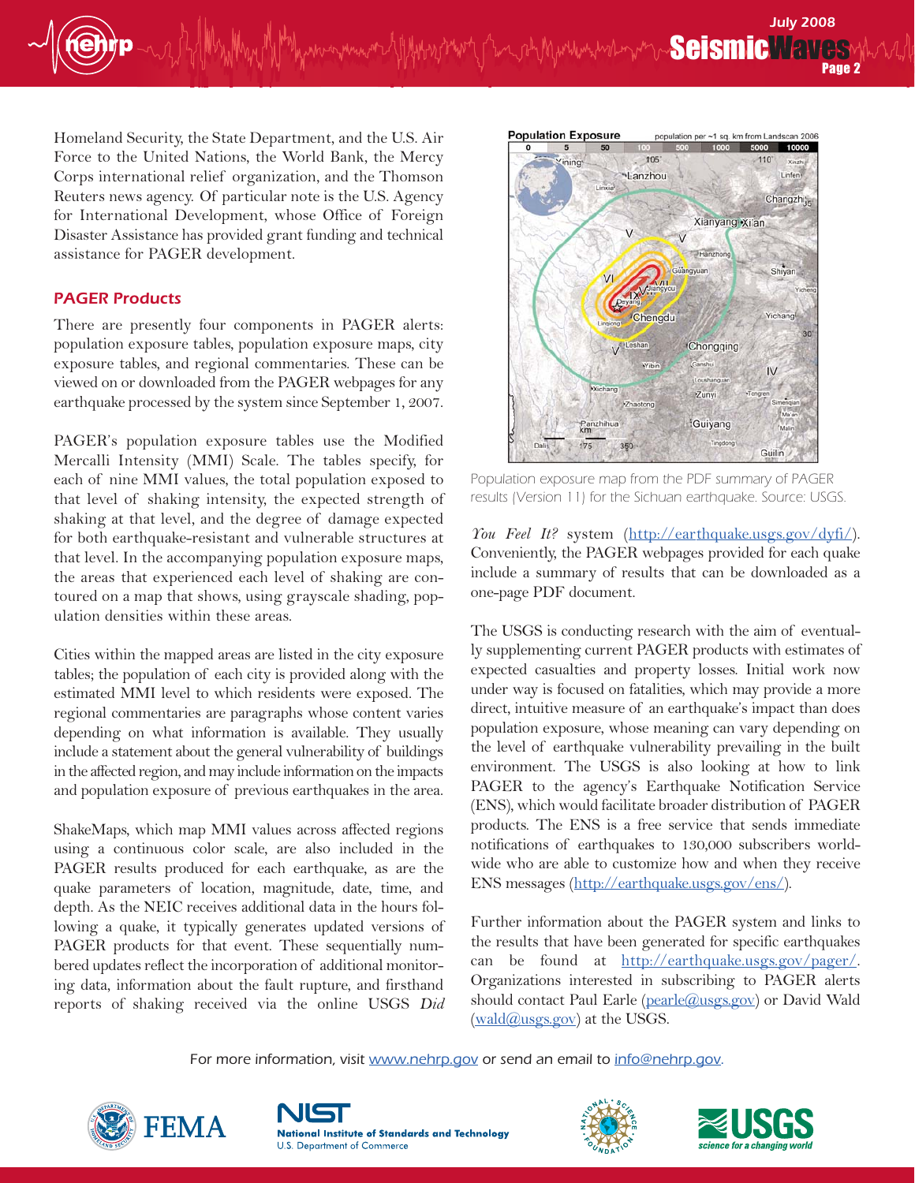Homeland Security, the State Department, and the U.S. Air Force to the United Nations, the World Bank, the Mercy Corps international relief organization, and the Thomson Reuters news agency. Of particular note is the U.S. Agency for International Development, whose Office of Foreign Disaster Assistance has provided grant funding and technical assistance for PAGER development.

## PAGER Products

There are presently four components in PAGER alerts: population exposure tables, population exposure maps, city exposure tables, and regional commentaries. These can be viewed on or downloaded from the PAGER webpages for any earthquake processed by the system since September 1, 2007.

PAGER's population exposure tables use the Modified Mercalli Intensity (MMI) Scale. The tables specify, for each of nine MMI values, the total population exposed to that level of shaking intensity, the expected strength of shaking at that level, and the degree of damage expected for both earthquake-resistant and vulnerable structures at that level. In the accompanying population exposure maps, the areas that experienced each level of shaking are contoured on a map that shows, using grayscale shading, population densities within these areas.

Cities within the mapped areas are listed in the city exposure tables; the population of each city is provided along with the estimated MMI level to which residents were exposed. The regional commentaries are paragraphs whose content varies depending on what information is available. They usually include a statement about the general vulnerability of buildings in the affected region, and may include information on the impacts and population exposure of previous earthquakes in the area.

ShakeMaps, which map MMI values across affected regions using a continuous color scale, are also included in the PAGER results produced for each earthquake, as are the quake parameters of location, magnitude, date, time, and depth. As the NEIC receives additional data in the hours following a quake, it typically generates updated versions of PAGER products for that event. These sequentially numbered updates reflect the incorporation of additional monitoring data, information about the fault rupture, and firsthand reports of shaking received via the online USGS *Did You Feel It?* system (http://earthquake.usgs.gov/dyfi/). Conveniently, the PAGER webpages provided for each quake include a summary of results that can be downloaded as a one-page PDF document.

Population Exposure

population per ~1 sq. km from Landscan 2006

0 5 50 100 500 1000 5000 10000

Population exposure map from the PDF summary of PAGER results (Version 11) for the Sichuan earthquake. Source: USGS.

The USGS is conducting research with the aim of eventually supplementing current PAGER products with estimates of expected casualties and property losses. Initial work now under way is focused on fatalities, which may provide a more direct, intuitive measure of an earthquake's impact than does population exposure, whose meaning can vary depending on the level of earthquake vulnerability prevailing in the built environment. The USGS is also looking at how to link PAGER to the agency's Earthquake Notification Service (ENS), which would facilitate broader distribution of PAGER products. The ENS is a free service that sends immediate notifications of earthquakes to 130,000 subscribers worldwide who are able to customize how and when they receive ENS messages (http://earthquake.usgs.gov/ens/).

Further information about the PAGER system and links to the results that have been generated for specific earthquakes can be found at http://earthquake.usgs.gov/pager/. Organizations interested in subscribing to PAGER alerts should contact Paul Earle (pearle@usgs.gov) or David Wald (wald@usgs.gov) at the USGS.

*For more information, visit www.nehrp.gov or send an email to info@nehrp.gov.*